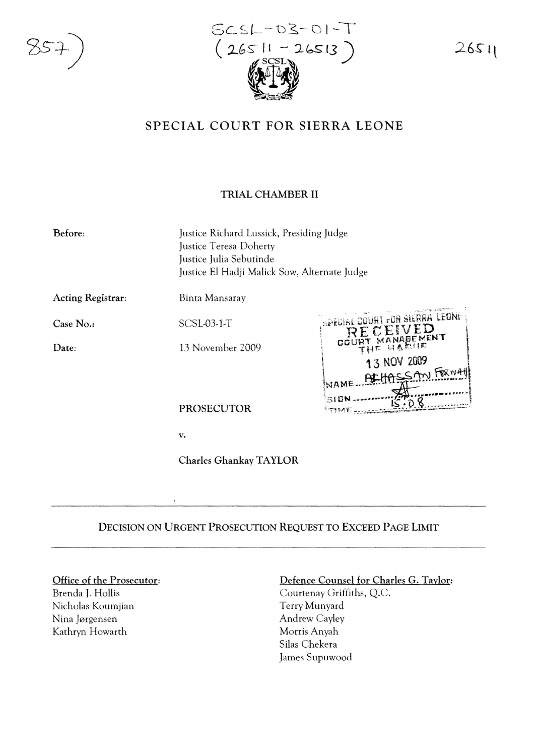SCSL-03-01-T
(26511 - 26513)

# SPECIAL COURT FOR SIERRA LEONE

## TRIAL CHAMBER II

**Before:** Justice Richard Lussick, Presiding Judge
Justice Teresa Doherty
Justice Julia Sebutinde
Justice El Hadji Malick Sow, Alternate Judge

**Acting Registrar:** Binta Mansaray

**Case No.:** SCSL-03-1-T

**Date:** 13 November 2009

SPECIAL COURT FOR SIERRA LEONE
RECEIVED
COURT MANAGEMENT
THE HAGUE
13 NOV 2009
NAME: ALHASSAN FORNAH
SIGN
TIME: 15:08

PROSECUTOR

v.

Charles Ghankay TAYLOR

---

## DECISION ON URGENT PROSECUTION REQUEST TO EXCEED PAGE LIMIT

---

**Office of the Prosecutor:**
Brenda J. Hollis
Nicholas Koumjian
Nina Jørgensen
Kathryn Howarth

**Defence Counsel for Charles G. Taylor:**
Courtenay Griffiths, Q.C.
Terry Munyard
Andrew Cayley
Morris Anyah
Silas Chekera
James Supuwood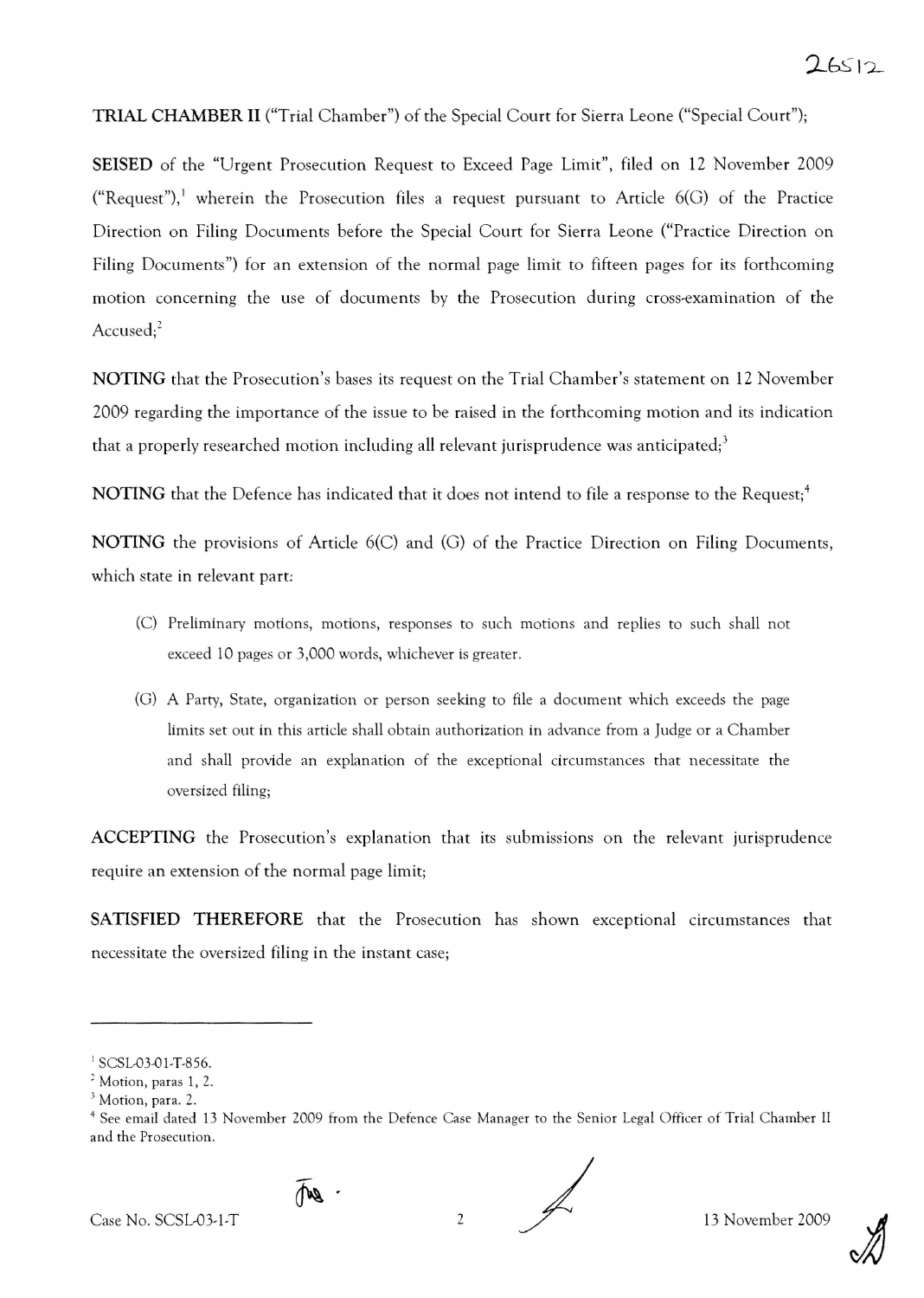**TRIAL CHAMBER II** ("Trial Chamber") of the Special Court for Sierra Leone ("Special Court");

**SEISED** of the "Urgent Prosecution Request to Exceed Page Limit", filed on 12 November 2009 ("Request"),[1] wherein the Prosecution files a request pursuant to Article 6(G) of the Practice Direction on Filing Documents before the Special Court for Sierra Leone ("Practice Direction on Filing Documents") for an extension of the normal page limit to fifteen pages for its forthcoming motion concerning the use of documents by the Prosecution during cross-examination of the Accused;[2]

**NOTING** that the Prosecution's bases its request on the Trial Chamber's statement on 12 November 2009 regarding the importance of the issue to be raised in the forthcoming motion and its indication that a properly researched motion including all relevant jurisprudence was anticipated;[3]

**NOTING** that the Defence has indicated that it does not intend to file a response to the Request;[4]

**NOTING** the provisions of Article 6(C) and (G) of the Practice Direction on Filing Documents, which state in relevant part:

> (C) Preliminary motions, motions, responses to such motions and replies to such shall not exceed 10 pages or 3,000 words, whichever is greater.
>
> (G) A Party, State, organization or person seeking to file a document which exceeds the page limits set out in this article shall obtain authorization in advance from a Judge or a Chamber and shall provide an explanation of the exceptional circumstances that necessitate the oversized filing;

**ACCEPTING** the Prosecution's explanation that its submissions on the relevant jurisprudence require an extension of the normal page limit;

**SATISFIED THEREFORE** that the Prosecution has shown exceptional circumstances that necessitate the oversized filing in the instant case;

---

[1] SCSL-03-01-T-856.

[2] Motion, paras 1, 2.

[3] Motion, para. 2.

[4] See email dated 13 November 2009 from the Defence Case Manager to the Senior Legal Officer of Trial Chamber II and the Prosecution.

Case No. SCSL-03-1-T 13 November 2009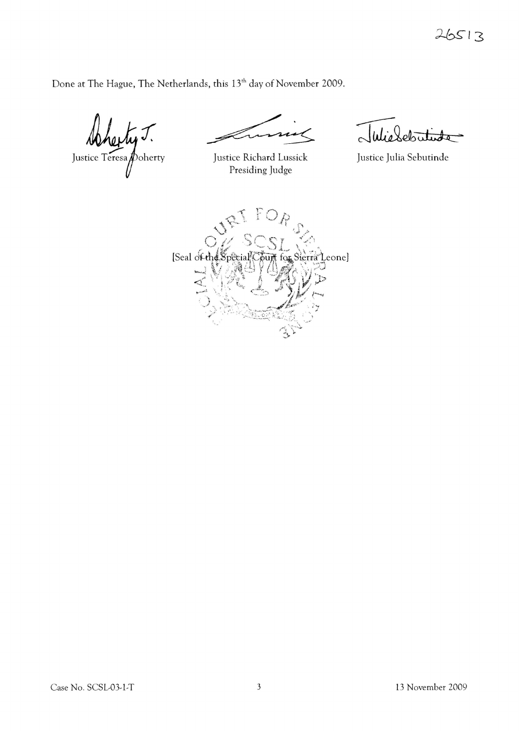Done at The Hague, The Netherlands, this 13th day of November 2009.

| | | |
|---|---|---|
| Justice Teresa Doherty | Justice Richard Lussick<br>Presiding Judge | Justice Julia Sebutinde |

[Seal of the Special Court for Sierra Leone]

Case No. SCSL-03-1-T

13 November 2009